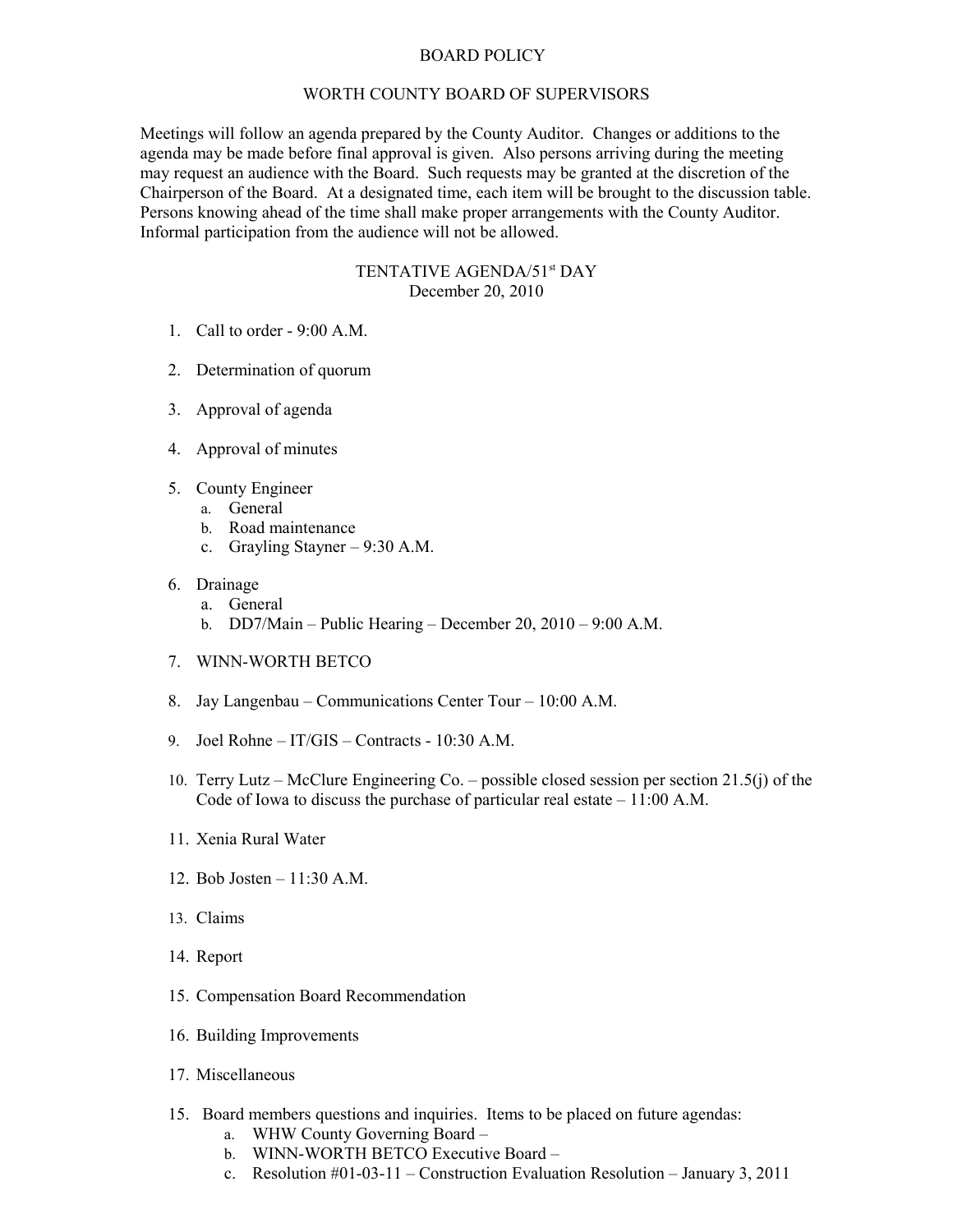# BOARD POLICY

## WORTH COUNTY BOARD OF SUPERVISORS

Meetings will follow an agenda prepared by the County Auditor. Changes or additions to the agenda may be made before final approval is given. Also persons arriving during the meeting may request an audience with the Board. Such requests may be granted at the discretion of the Chairperson of the Board. At a designated time, each item will be brought to the discussion table. Persons knowing ahead of the time shall make proper arrangements with the County Auditor. Informal participation from the audience will not be allowed.

## TENTATIVE AGENDA/51st DAY

December 20, 2010

1. Call to order - 9:00 A.M.
2. Determination of quorum
3. Approval of agenda
4. Approval of minutes
5. County Engineer
   a. General
   b. Road maintenance
   c. Grayling Stayner – 9:30 A.M.
6. Drainage
   a. General
   b. DD7/Main – Public Hearing – December 20, 2010 – 9:00 A.M.
7. WINN-WORTH BETCO
8. Jay Langenbau – Communications Center Tour – 10:00 A.M.
9. Joel Rohne – IT/GIS – Contracts - 10:30 A.M.
10. Terry Lutz – McClure Engineering Co. – possible closed session per section 21.5(j) of the Code of Iowa to discuss the purchase of particular real estate – 11:00 A.M.
11. Xenia Rural Water
12. Bob Josten – 11:30 A.M.
13. Claims
14. Report
15. Compensation Board Recommendation
16. Building Improvements
17. Miscellaneous

15. Board members questions and inquiries. Items to be placed on future agendas:
    a. WHW County Governing Board –
    b. WINN-WORTH BETCO Executive Board –
    c. Resolution #01-03-11 – Construction Evaluation Resolution – January 3, 2011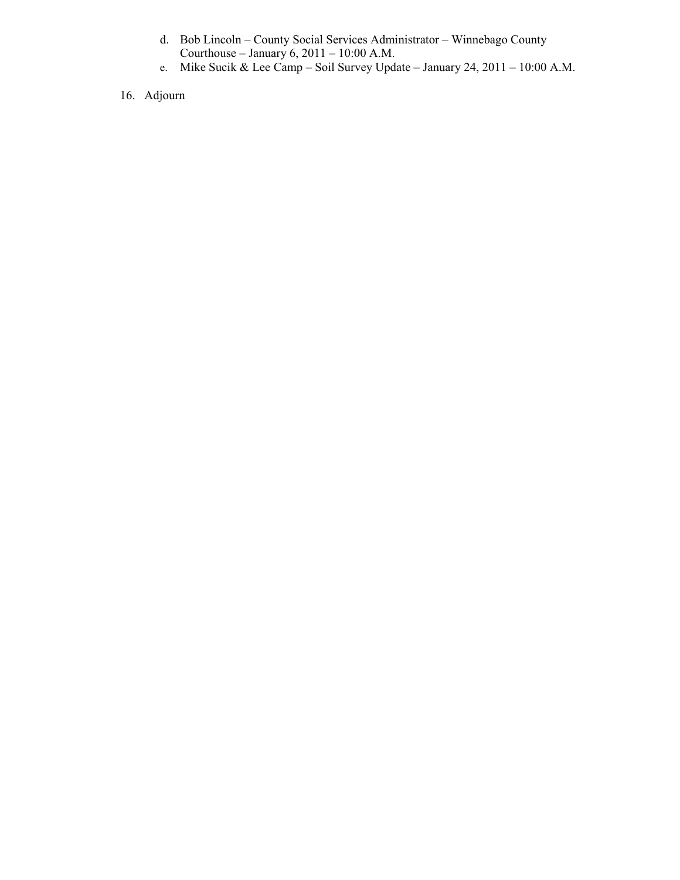d. Bob Lincoln – County Social Services Administrator – Winnebago County Courthouse – January 6, 2011 – 10:00 A.M.
e. Mike Sucik & Lee Camp – Soil Survey Update – January 24, 2011 – 10:00 A.M.

16. Adjourn